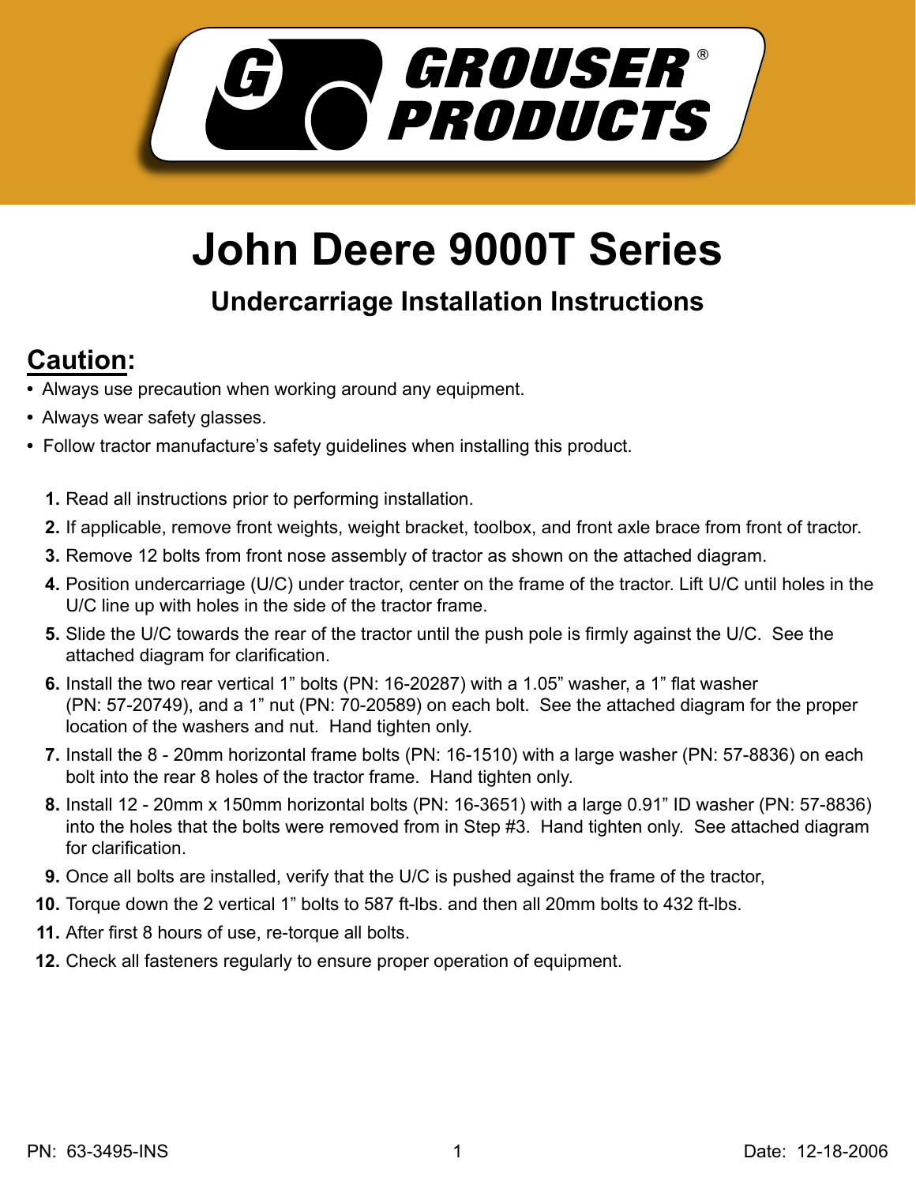# John Deere 9000T Series

## Undercarriage Installation Instructions

## Caution:

- Always use precaution when working around any equipment.
- Always wear safety glasses.
- Follow tractor manufacture's safety guidelines when installing this product.

1. Read all instructions prior to performing installation.
2. If applicable, remove front weights, weight bracket, toolbox, and front axle brace from front of tractor.
3. Remove 12 bolts from front nose assembly of tractor as shown on the attached diagram.
4. Position undercarriage (U/C) under tractor, center on the frame of the tractor. Lift U/C until holes in the U/C line up with holes in the side of the tractor frame.
5. Slide the U/C towards the rear of the tractor until the push pole is firmly against the U/C. See the attached diagram for clarification.
6. Install the two rear vertical 1" bolts (PN: 16-20287) with a 1.05" washer, a 1" flat washer (PN: 57-20749), and a 1" nut (PN: 70-20589) on each bolt. See the attached diagram for the proper location of the washers and nut. Hand tighten only.
7. Install the 8 - 20mm horizontal frame bolts (PN: 16-1510) with a large washer (PN: 57-8836) on each bolt into the rear 8 holes of the tractor frame. Hand tighten only.
8. Install 12 - 20mm x 150mm horizontal bolts (PN: 16-3651) with a large 0.91" ID washer (PN: 57-8836) into the holes that the bolts were removed from in Step #3. Hand tighten only. See attached diagram for clarification.
9. Once all bolts are installed, verify that the U/C is pushed against the frame of the tractor,
10. Torque down the 2 vertical 1" bolts to 587 ft-lbs. and then all 20mm bolts to 432 ft-lbs.
11. After first 8 hours of use, re-torque all bolts.
12. Check all fasteners regularly to ensure proper operation of equipment.

PN: 63-3495-INS

Date: 12-18-2006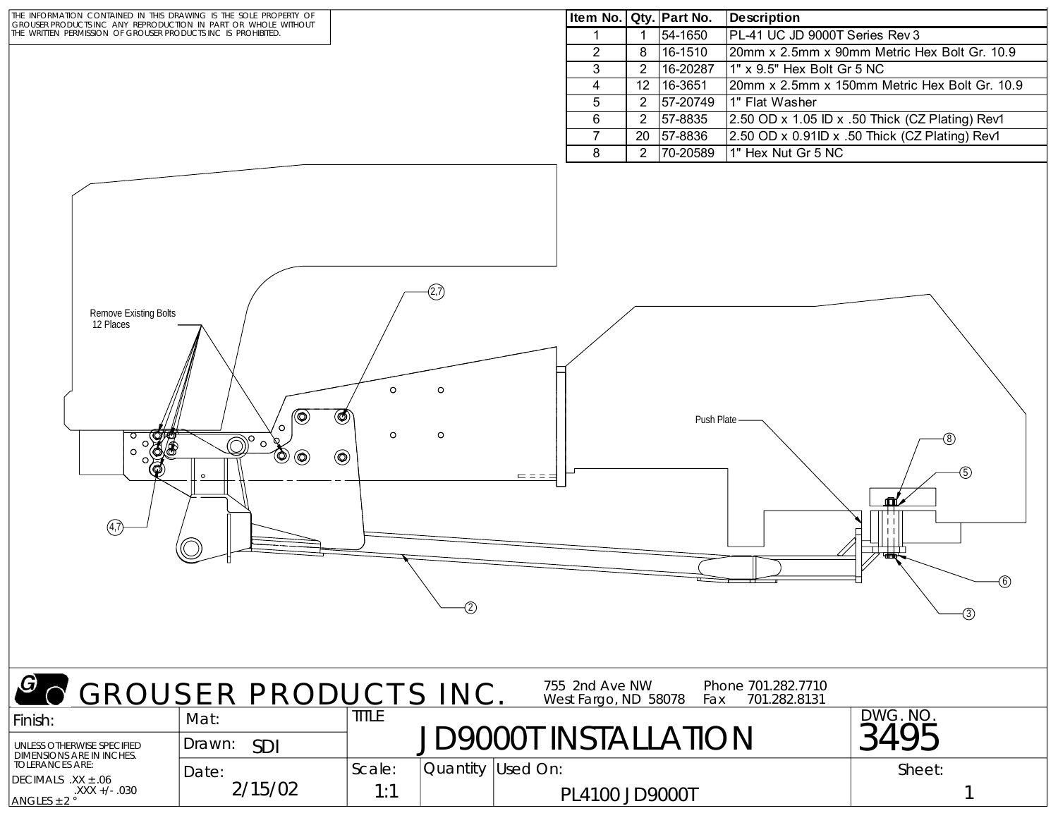THE INFORMATION CONTAINED IN THIS DRAWING IS THE SOLE PROPERTY OF GROUSER PRODUCTS INC. ANY REPRODUCTION IN PART OR WHOLE WITHOUT THE WRITTEN PERMISSION OF GROUSER PRODUCTS INC IS PROHIBITED.

| Item No. | Qty. | Part No. | Description |
|---|---|---|---|
| 1 | 1 | 54-1650 | PL-41 UC JD 9000T Series Rev 3 |
| 2 | 8 | 16-1510 | 20mm x 2.5mm x 90mm Metric Hex Bolt Gr. 10.9 |
| 3 | 2 | 16-20287 | 1" x 9.5" Hex Bolt Gr 5 NC |
| 4 | 12 | 16-3651 | 20mm x 2.5mm x 150mm Metric Hex Bolt Gr. 10.9 |
| 5 | 2 | 57-20749 | 1" Flat Washer |
| 6 | 2 | 57-8835 | 2.50 OD x 1.05 ID x .50 Thick (CZ Plating) Rev1 |
| 7 | 20 | 57-8836 | 2.50 OD x 0.91ID x .50 Thick (CZ Plating) Rev1 |
| 8 | 2 | 70-20589 | 1" Hex Nut Gr 5 NC |

Remove Existing Bolts
12 Places

2,7

4,7

Push Plate

8

5

6

3

2

GROUSER PRODUCTS INC.

755 2nd Ave NW
West Fargo, ND 58078

Phone 701.282.7710
Fax 701.282.8131

| | | | | |
|---|---|---|---|---|
| Finish: | Mat: | TITLE: JD9000T INSTALLATION | | DWG. NO. 3495 |
| UNLESS OTHERWISE SPECIFIED DIMENSIONS ARE IN INCHES. TOLERANCES ARE: DECIMALS .XX ±.06 .XXX +/- .030 ANGLES ±2 ° | Drawn: SDI | | | |
| | Date: 2/15/02 | Scale: 1:1 | Quantity | Used On: PL4100 JD9000T | Sheet: 1 |